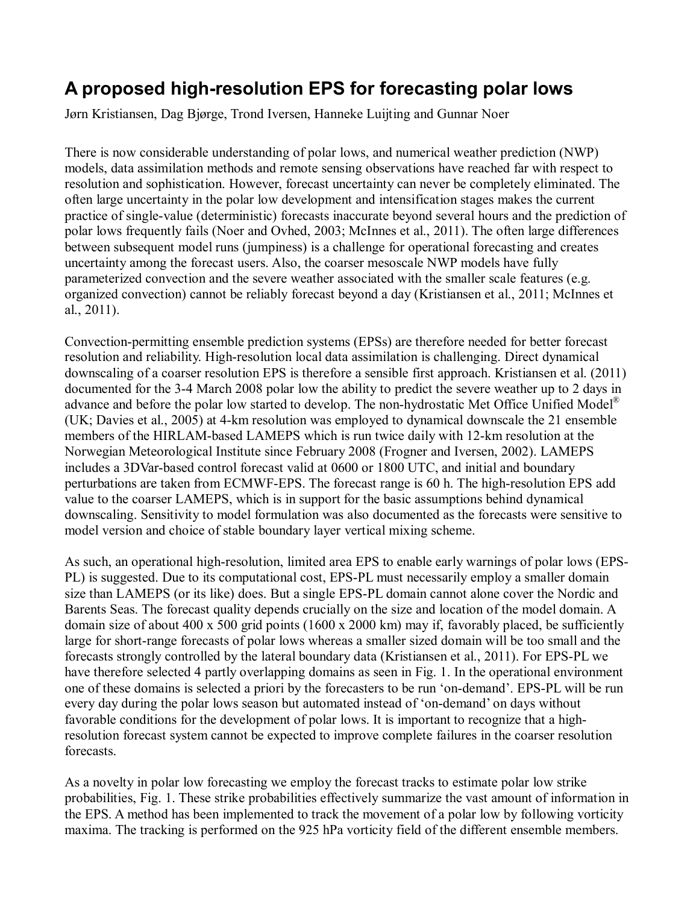# A proposed high-resolution EPS for forecasting polar lows

Jørn Kristiansen, Dag Bjørge, Trond Iversen, Hanneke Luijting and Gunnar Noer

There is now considerable understanding of polar lows, and numerical weather prediction (NWP) models, data assimilation methods and remote sensing observations have reached far with respect to resolution and sophistication. However, forecast uncertainty can never be completely eliminated. The often large uncertainty in the polar low development and intensification stages makes the current practice of single-value (deterministic) forecasts inaccurate beyond several hours and the prediction of polar lows frequently fails (Noer and Ovhed, 2003; McInnes et al., 2011). The often large differences between subsequent model runs (jumpiness) is a challenge for operational forecasting and creates uncertainty among the forecast users. Also, the coarser mesoscale NWP models have fully parameterized convection and the severe weather associated with the smaller scale features (e.g. organized convection) cannot be reliably forecast beyond a day (Kristiansen et al., 2011; McInnes et al., 2011).

Convection-permitting ensemble prediction systems (EPSs) are therefore needed for better forecast resolution and reliability. High-resolution local data assimilation is challenging. Direct dynamical downscaling of a coarser resolution EPS is therefore a sensible first approach. Kristiansen et al. (2011) documented for the 3-4 March 2008 polar low the ability to predict the severe weather up to 2 days in advance and before the polar low started to develop. The non-hydrostatic Met Office Unified Model® (UK; Davies et al., 2005) at 4-km resolution was employed to dynamical downscale the 21 ensemble members of the HIRLAM-based LAMEPS which is run twice daily with 12-km resolution at the Norwegian Meteorological Institute since February 2008 (Frogner and Iversen, 2002). LAMEPS includes a 3DVar-based control forecast valid at 0600 or 1800 UTC, and initial and boundary perturbations are taken from ECMWF-EPS. The forecast range is 60 h. The high-resolution EPS add value to the coarser LAMEPS, which is in support for the basic assumptions behind dynamical downscaling. Sensitivity to model formulation was also documented as the forecasts were sensitive to model version and choice of stable boundary layer vertical mixing scheme.

As such, an operational high-resolution, limited area EPS to enable early warnings of polar lows (EPS-PL) is suggested. Due to its computational cost, EPS-PL must necessarily employ a smaller domain size than LAMEPS (or its like) does. But a single EPS-PL domain cannot alone cover the Nordic and Barents Seas. The forecast quality depends crucially on the size and location of the model domain. A domain size of about 400 x 500 grid points (1600 x 2000 km) may if, favorably placed, be sufficiently large for short-range forecasts of polar lows whereas a smaller sized domain will be too small and the forecasts strongly controlled by the lateral boundary data (Kristiansen et al., 2011). For EPS-PL we have therefore selected 4 partly overlapping domains as seen in Fig. 1. In the operational environment one of these domains is selected a priori by the forecasters to be run 'on-demand'. EPS-PL will be run every day during the polar lows season but automated instead of 'on-demand' on days without favorable conditions for the development of polar lows. It is important to recognize that a high-resolution forecast system cannot be expected to improve complete failures in the coarser resolution forecasts.

As a novelty in polar low forecasting we employ the forecast tracks to estimate polar low strike probabilities, Fig. 1. These strike probabilities effectively summarize the vast amount of information in the EPS. A method has been implemented to track the movement of a polar low by following vorticity maxima. The tracking is performed on the 925 hPa vorticity field of the different ensemble members.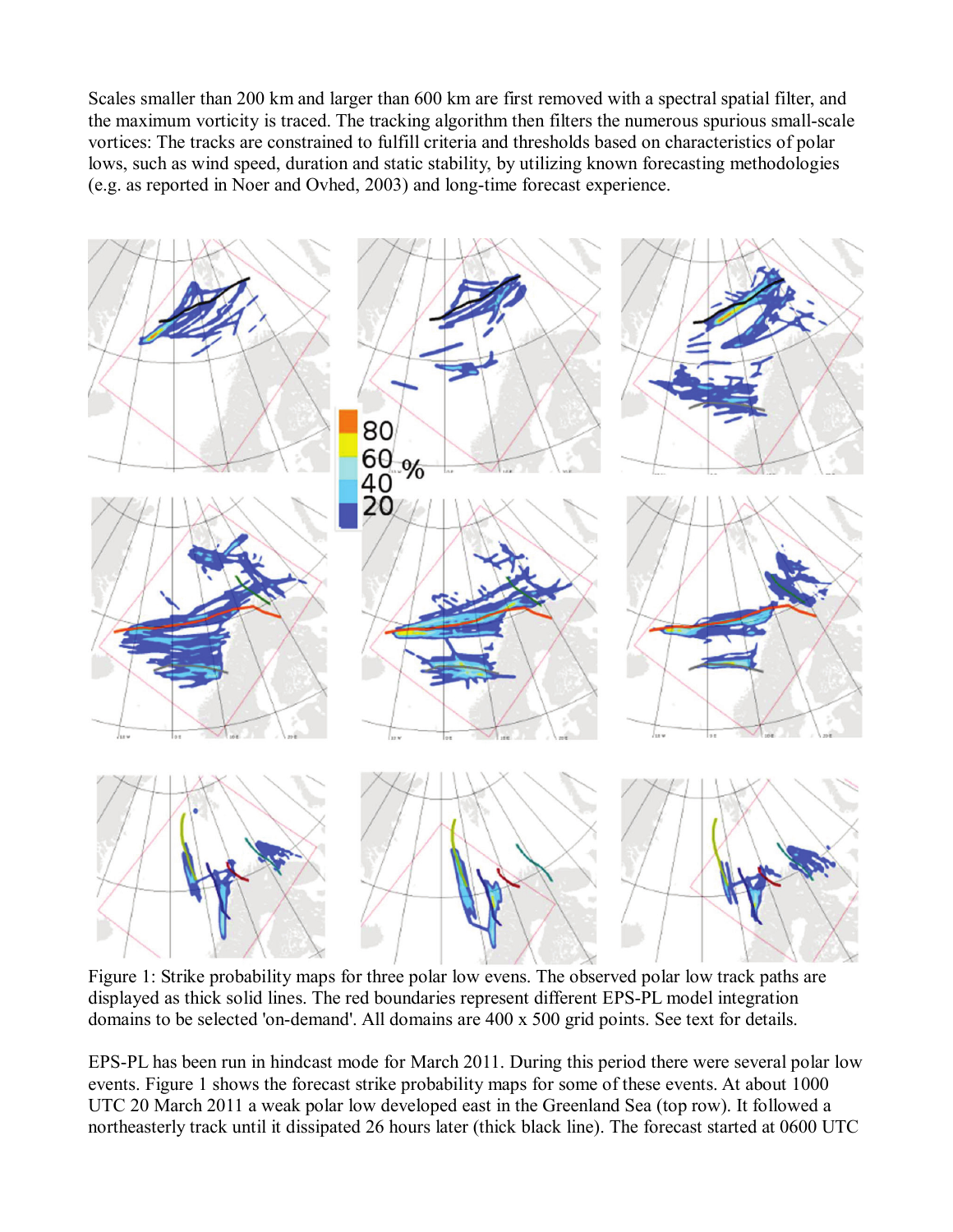Scales smaller than 200 km and larger than 600 km are first removed with a spectral spatial filter, and the maximum vorticity is traced. The tracking algorithm then filters the numerous spurious small-scale vortices: The tracks are constrained to fulfill criteria and thresholds based on characteristics of polar lows, such as wind speed, duration and static stability, by utilizing known forecasting methodologies (e.g. as reported in Noer and Ovhed, 2003) and long-time forecast experience.

Figure 1: Strike probability maps for three polar low evens. The observed polar low track paths are displayed as thick solid lines. The red boundaries represent different EPS-PL model integration domains to be selected 'on-demand'. All domains are 400 x 500 grid points. See text for details.

EPS-PL has been run in hindcast mode for March 2011. During this period there were several polar low events. Figure 1 shows the forecast strike probability maps for some of these events. At about 1000 UTC 20 March 2011 a weak polar low developed east in the Greenland Sea (top row). It followed a northeasterly track until it dissipated 26 hours later (thick black line). The forecast started at 0600 UTC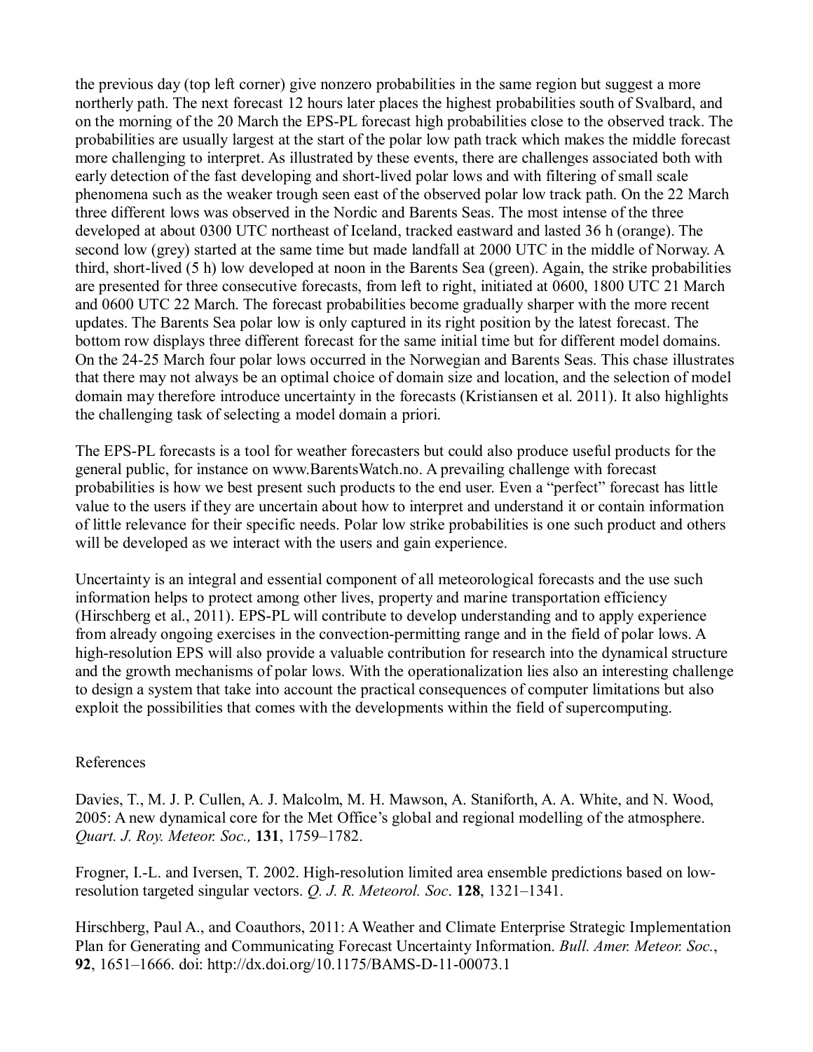the previous day (top left corner) give nonzero probabilities in the same region but suggest a more northerly path. The next forecast 12 hours later places the highest probabilities south of Svalbard, and on the morning of the 20 March the EPS-PL forecast high probabilities close to the observed track. The probabilities are usually largest at the start of the polar low path track which makes the middle forecast more challenging to interpret. As illustrated by these events, there are challenges associated both with early detection of the fast developing and short-lived polar lows and with filtering of small scale phenomena such as the weaker trough seen east of the observed polar low track path. On the 22 March three different lows was observed in the Nordic and Barents Seas. The most intense of the three developed at about 0300 UTC northeast of Iceland, tracked eastward and lasted 36 h (orange). The second low (grey) started at the same time but made landfall at 2000 UTC in the middle of Norway. A third, short-lived (5 h) low developed at noon in the Barents Sea (green). Again, the strike probabilities are presented for three consecutive forecasts, from left to right, initiated at 0600, 1800 UTC 21 March and 0600 UTC 22 March. The forecast probabilities become gradually sharper with the more recent updates. The Barents Sea polar low is only captured in its right position by the latest forecast. The bottom row displays three different forecast for the same initial time but for different model domains. On the 24-25 March four polar lows occurred in the Norwegian and Barents Seas. This chase illustrates that there may not always be an optimal choice of domain size and location, and the selection of model domain may therefore introduce uncertainty in the forecasts (Kristiansen et al. 2011). It also highlights the challenging task of selecting a model domain a priori.

The EPS-PL forecasts is a tool for weather forecasters but could also produce useful products for the general public, for instance on www.BarentsWatch.no. A prevailing challenge with forecast probabilities is how we best present such products to the end user. Even a "perfect" forecast has little value to the users if they are uncertain about how to interpret and understand it or contain information of little relevance for their specific needs. Polar low strike probabilities is one such product and others will be developed as we interact with the users and gain experience.

Uncertainty is an integral and essential component of all meteorological forecasts and the use such information helps to protect among other lives, property and marine transportation efficiency (Hirschberg et al., 2011). EPS-PL will contribute to develop understanding and to apply experience from already ongoing exercises in the convection-permitting range and in the field of polar lows. A high-resolution EPS will also provide a valuable contribution for research into the dynamical structure and the growth mechanisms of polar lows. With the operationalization lies also an interesting challenge to design a system that take into account the practical consequences of computer limitations but also exploit the possibilities that comes with the developments within the field of supercomputing.

References

Davies, T., M. J. P. Cullen, A. J. Malcolm, M. H. Mawson, A. Staniforth, A. A. White, and N. Wood, 2005: A new dynamical core for the Met Office's global and regional modelling of the atmosphere. *Quart. J. Roy. Meteor. Soc.,* **131**, 1759–1782.

Frogner, I.-L. and Iversen, T. 2002. High-resolution limited area ensemble predictions based on low-resolution targeted singular vectors. *Q. J. R. Meteorol. Soc*. **128**, 1321–1341.

Hirschberg, Paul A., and Coauthors, 2011: A Weather and Climate Enterprise Strategic Implementation Plan for Generating and Communicating Forecast Uncertainty Information. *Bull. Amer. Meteor. Soc.*, **92**, 1651–1666. doi: http://dx.doi.org/10.1175/BAMS-D-11-00073.1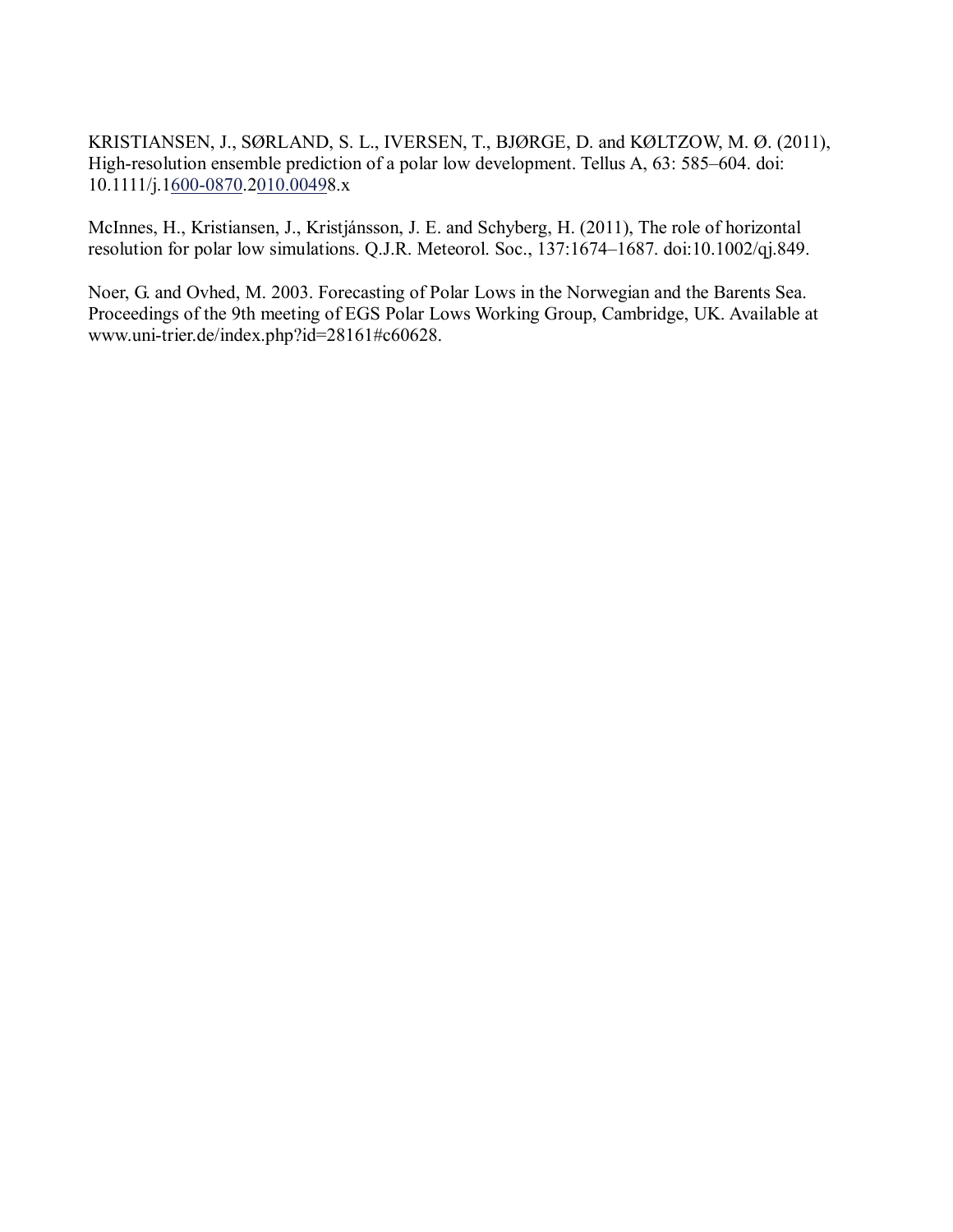KRISTIANSEN, J., SØRLAND, S. L., IVERSEN, T., BJØRGE, D. and KØLTZOW, M. Ø. (2011), High-resolution ensemble prediction of a polar low development. Tellus A, 63: 585–604. doi: 10.1111/j.1600-0870.2010.00498.x

McInnes, H., Kristiansen, J., Kristjánsson, J. E. and Schyberg, H. (2011), The role of horizontal resolution for polar low simulations. Q.J.R. Meteorol. Soc., 137:1674–1687. doi:10.1002/qj.849.

Noer, G. and Ovhed, M. 2003. Forecasting of Polar Lows in the Norwegian and the Barents Sea. Proceedings of the 9th meeting of EGS Polar Lows Working Group, Cambridge, UK. Available at www.uni-trier.de/index.php?id=28161#c60628.